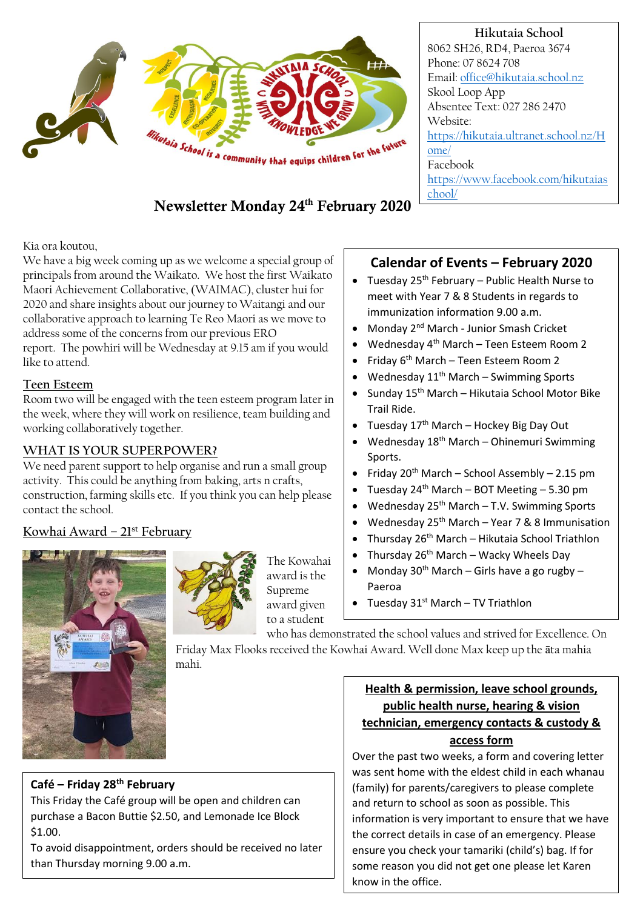# Newsletter Monday 24th February 2020

**Hikutaia School**
8062 SH26, RD4, Paeroa 3674
Phone: 07 8624 708
Email: office@hikutaia.school.nz
Skool Loop App
Absentee Text: 027 286 2470
Website:
https://hikutaia.ultranet.school.nz/Home/
Facebook
https://www.facebook.com/hikutaiaschool/

Kia ora koutou,

We have a big week coming up as we welcome a special group of principals from around the Waikato. We host the first Waikato Maori Achievement Collaborative, (WAIMAC), cluster hui for 2020 and share insights about our journey to Waitangi and our collaborative approach to learning Te Reo Maori as we move to address some of the concerns from our previous ERO report. The powhiri will be Wednesday at 9.15 am if you would like to attend.

## Teen Esteem

Room two will be engaged with the teen esteem program later in the week, where they will work on resilience, team building and working collaboratively together.

## WHAT IS YOUR SUPERPOWER?

We need parent support to help organise and run a small group activity. This could be anything from baking, arts n crafts, construction, farming skills etc. If you think you can help please contact the school.

## Kowhai Award – 21st February

The Kowhai award is the Supreme award given to a student who has demonstrated the school values and strived for Excellence. On Friday Max Flooks received the Kowhai Award. Well done Max keep up the āta mahia mahi.

## Café – Friday 28th February

This Friday the Café group will be open and children can purchase a Bacon Buttie $2.50, and Lemonade Ice Block $1.00.

To avoid disappointment, orders should be received no later than Thursday morning 9.00 a.m.

## Calendar of Events – February 2020

- Tuesday 25th February – Public Health Nurse to meet with Year 7 & 8 Students in regards to immunization information 9.00 a.m.
- Monday 2nd March - Junior Smash Cricket
- Wednesday 4th March – Teen Esteem Room 2
- Friday 6th March – Teen Esteem Room 2
- Wednesday 11th March – Swimming Sports
- Sunday 15th March – Hikutaia School Motor Bike Trail Ride.
- Tuesday 17th March – Hockey Big Day Out
- Wednesday 18th March – Ohinemuri Swimming Sports.
- Friday 20th March – School Assembly – 2.15 pm
- Tuesday 24th March – BOT Meeting – 5.30 pm
- Wednesday 25th March – T.V. Swimming Sports
- Wednesday 25th March – Year 7 & 8 Immunisation
- Thursday 26th March – Hikutaia School Triathlon
- Thursday 26th March – Wacky Wheels Day
- Monday 30th March – Girls have a go rugby – Paeroa
- Tuesday 31st March – TV Triathlon

## Health & permission, leave school grounds, public health nurse, hearing & vision technician, emergency contacts & custody & access form

Over the past two weeks, a form and covering letter was sent home with the eldest child in each whanau (family) for parents/caregivers to please complete and return to school as soon as possible. This information is very important to ensure that we have the correct details in case of an emergency. Please ensure you check your tamariki (child's) bag. If for some reason you did not get one please let Karen know in the office.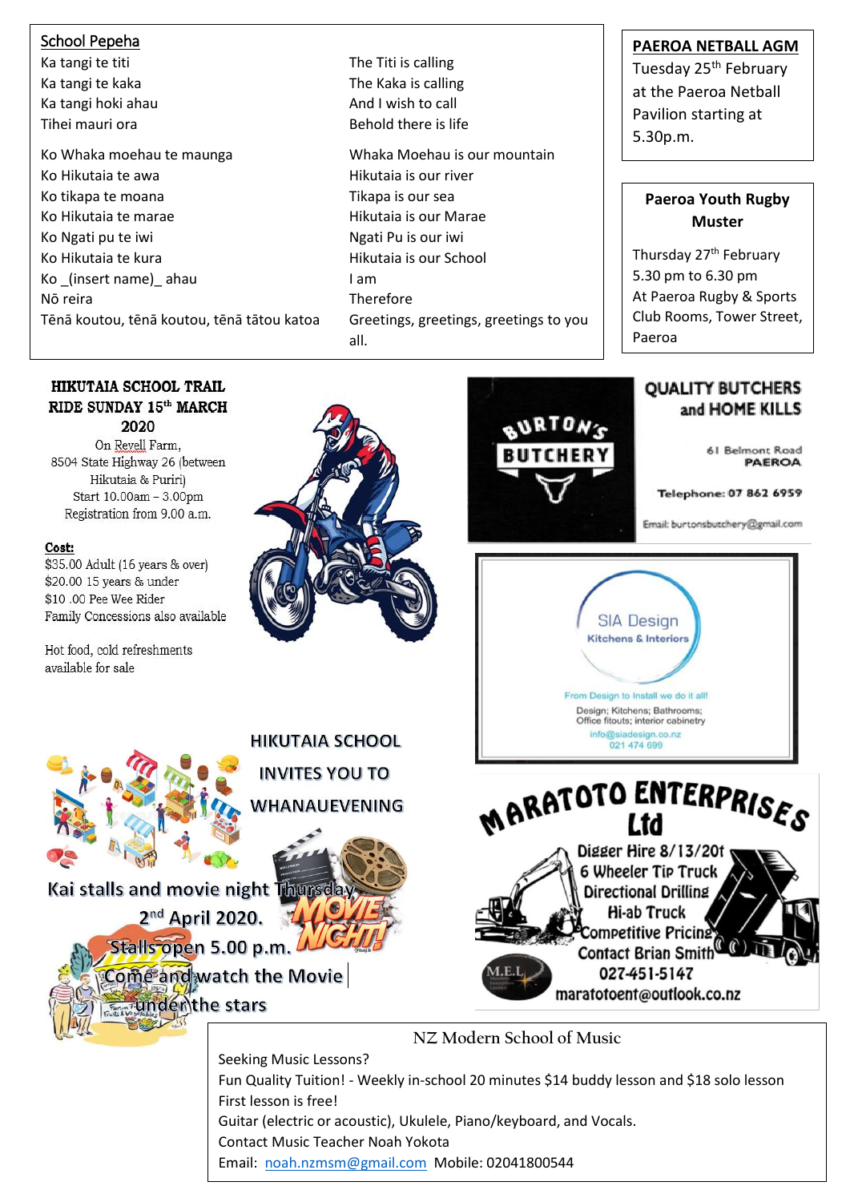## School Pepeha

| | |
|---|---|
| Ka tangi te titi | The Titi is calling |
| Ka tangi te kaka | The Kaka is calling |
| Ka tangi hoki ahau | And I wish to call |
| Tihei mauri ora | Behold there is life |
| Ko Whaka moehau te maunga | Whaka Moehau is our mountain |
| Ko Hikutaia te awa | Hikutaia is our river |
| Ko tikapa te moana | Tikapa is our sea |
| Ko Hikutaia te marae | Hikutaia is our Marae |
| Ko Ngati pu te iwi | Ngati Pu is our iwi |
| Ko Hikutaia te kura | Hikutaia is our School |
| Ko _(insert name)_ ahau | I am |
| Nō reira | Therefore |
| Tēnā koutou, tēnā koutou, tēnā tātou katoa | Greetings, greetings, greetings to you all. |

## PAEROA NETBALL AGM

Tuesday 25th February at the Paeroa Netball Pavilion starting at 5.30p.m.

## Paeroa Youth Rugby Muster

Thursday 27th February
5.30 pm to 6.30 pm
At Paeroa Rugby & Sports Club Rooms, Tower Street, Paeroa

## HIKUTAIA SCHOOL TRAIL RIDE SUNDAY 15th MARCH 2020

On Revell Farm,
8504 State Highway 26 (between Hikutaia & Puriri)
Start 10.00am – 3.00pm
Registration from 9.00 a.m.

**Cost:**
$35.00 Adult (16 years & over)
$20.00 15 years & under
$10 .00 Pee Wee Rider
Family Concessions also available

Hot food, cold refreshments available for sale

## BURTON'S BUTCHERY

QUALITY BUTCHERS and HOME KILLS

61 Belmont Road
PAEROA

Telephone: 07 862 6959

Email: burtonsbutchery@gmail.com

## SIA Design

Kitchens & Interiors

From Design to Install we do it all!
Design; Kitchens; Bathrooms; Office fitouts; interior cabinetry
info@siadesign.co.nz
021 474 699

## HIKUTAIA SCHOOL INVITES YOU TO WHANAUEVENING

Kai stalls and movie night Thursday 2nd April 2020.
Stalls open 5.00 p.m.
Come and watch the Movie under the stars

MOVIE NIGHT!

## MARATOTO ENTERPRISES Ltd

Digger Hire 8/13/20t
6 Wheeler Tip Truck
Directional Drilling
Hi-ab Truck
Competitive Pricing
Contact Brian Smith
027-451-5147
maratotoent@outlook.co.nz

## NZ Modern School of Music

Seeking Music Lessons?
Fun Quality Tuition! - Weekly in-school 20 minutes $14 buddy lesson and $18 solo lesson
First lesson is free!
Guitar (electric or acoustic), Ukulele, Piano/keyboard, and Vocals.
Contact Music Teacher Noah Yokota
Email: noah.nzmsm@gmail.com Mobile: 02041800544